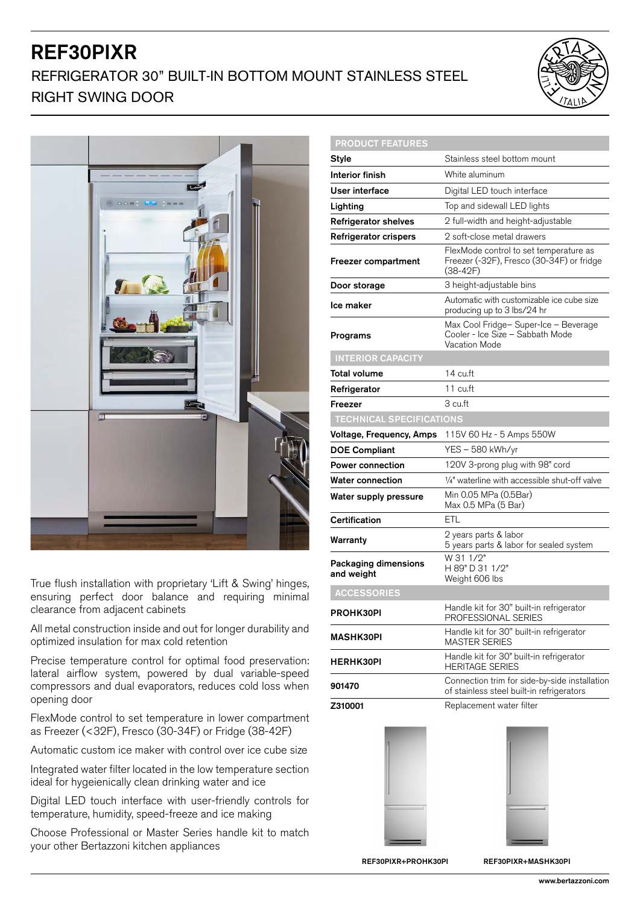# REF30PIXR

## REFRIGERATOR 30” BUILT-IN BOTTOM MOUNT STAINLESS STEEL RIGHT SWING DOOR

True flush installation with proprietary ‘Lift & Swing’ hinges, ensuring perfect door balance and requiring minimal clearance from adjacent cabinets

All metal construction inside and out for longer durability and optimized insulation for max cold retention

Precise temperature control for optimal food preservation: lateral airflow system, powered by dual variable-speed compressors and dual evaporators, reduces cold loss when opening door

FlexMode control to set temperature in lower compartment as Freezer (<32F), Fresco (30-34F) or Fridge (38-42F)

Automatic custom ice maker with control over ice cube size

Integrated water filter located in the low temperature section ideal for hygeienically clean drinking water and ice

Digital LED touch interface with user-friendly controls for temperature, humidity, speed-freeze and ice making

Choose Professional or Master Series handle kit to match your other Bertazzoni kitchen appliances

| PRODUCT FEATURES | |
|---|---|
| **Style** | Stainless steel bottom mount |
| **Interior finish** | White aluminum |
| **User interface** | Digital LED touch interface |
| **Lighting** | Top and sidewall LED lights |
| **Refrigerator shelves** | 2 full-width and height-adjustable |
| **Refrigerator crispers** | 2 soft-close metal drawers |
| **Freezer compartment** | FlexMode control to set temperature as Freezer (-32F), Fresco (30-34F) or fridge (38-42F) |
| **Door storage** | 3 height-adjustable bins |
| **Ice maker** | Automatic with customizable ice cube size producing up to 3 lbs/24 hr |
| **Programs** | Max Cool Fridge– Super-Ice – Beverage Cooler - Ice Size – Sabbath Mode Vacation Mode |
| **INTERIOR CAPACITY** | |
| **Total volume** | 14 cu.ft |
| **Refrigerator** | 11 cu.ft |
| **Freezer** | 3 cu.ft |
| **TECHNICAL SPECIFICATIONS** | |
| **Voltage, Frequency, Amps** | 115V 60 Hz - 5 Amps 550W |
| **DOE Compliant** | YES – 580 kWh/yr |
| **Power connection** | 120V 3-prong plug with 98" cord |
| **Water connection** | ¼" waterline with accessible shut-off valve |
| **Water supply pressure** | Min 0.05 MPa (0.5Bar) Max 0.5 MPa (5 Bar) |
| **Certification** | ETL |
| **Warranty** | 2 years parts & labor 5 years parts & labor for sealed system |
| **Packaging dimensions and weight** | W 31 1/2" H 89" D 31 1/2" Weight 606 lbs |
| **ACCESSORIES** | |
| **PROHK30PI** | Handle kit for 30" built-in refrigerator PROFESSIONAL SERIES |
| **MASHK30PI** | Handle kit for 30" built-in refrigerator MASTER SERIES |
| **HERHK30PI** | Handle kit for 30" built-in refrigerator HERITAGE SERIES |
| **901470** | Connection trim for side-by-side installation of stainless steel built-in refrigerators |
| **Z310001** | Replacement water filter |

REF30PIXR+PROHK30PI

REF30PIXR+MASHK30PI

www.bertazzoni.com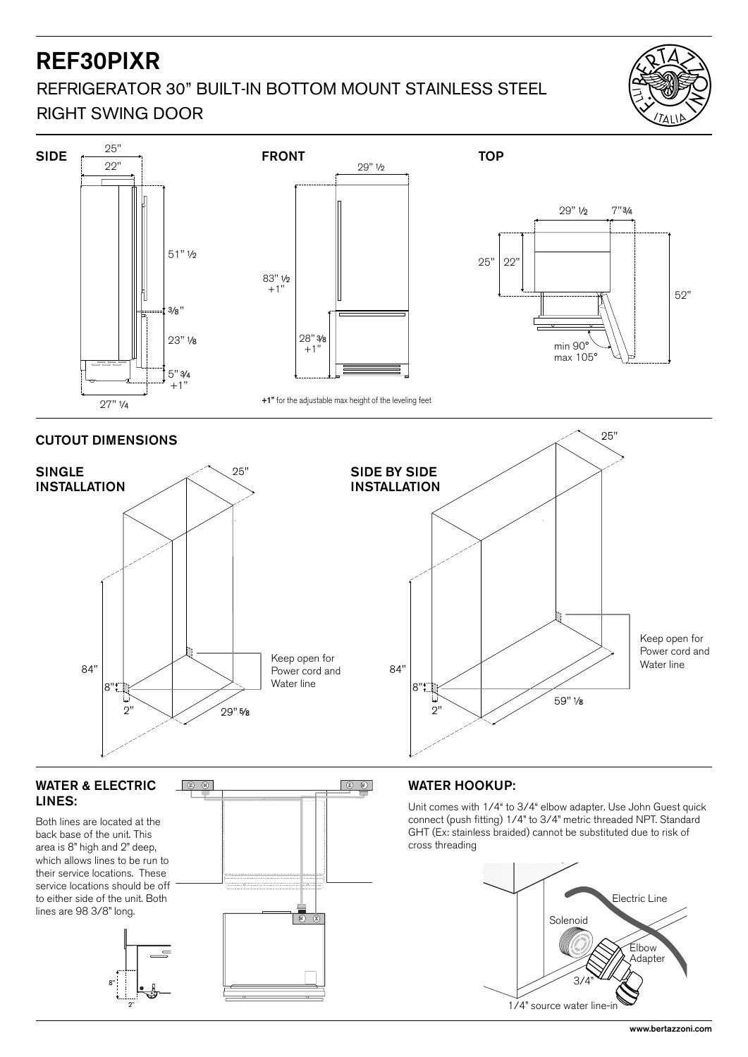# REF30PIXR

REFRIGERATOR 30" BUILT-IN BOTTOM MOUNT STAINLESS STEEL

RIGHT SWING DOOR

## SIDE

25"

22"

51" ½

⅜"

23" ⅛

5" ¾
+1"

27" ¼

## FRONT

29" ½

83" ½
+1"

28" ⅜
+1"

**+1"** for the adjustable max height of the leveling feet

## TOP

29" ½

7" ¾

25"

22"

52"

min 90°
max 105°

## CUTOUT DIMENSIONS

### SINGLE INSTALLATION

25"

84"

8"

2"

29" ⅝

Keep open for Power cord and Water line

### SIDE BY SIDE INSTALLATION

25"

84"

8"

2"

59" ⅛

Keep open for Power cord and Water line

## WATER & ELECTRIC LINES:

Both lines are located at the back base of the unit. This area is 8" high and 2" deep, which allows lines to be run to their service locations. These service locations should be off to either side of the unit. Both lines are 98 3/8" long.

8"

2"

## WATER HOOKUP:

Unit comes with 1/4" to 3/4" elbow adapter. Use John Guest quick connect (push fitting) 1/4" to 3/4" metric threaded NPT. Standard GHT (Ex: stainless braided) cannot be substituted due to risk of cross threading

Electric Line

Solenoid

Elbow Adapter

3/4"

1/4" source water line-in

www.bertazzoni.com